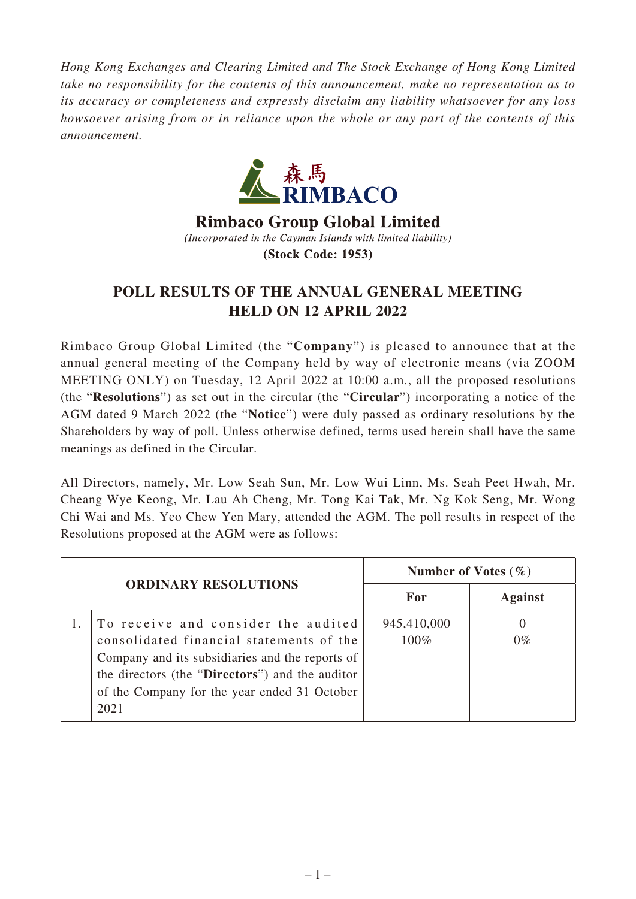*Hong Kong Exchanges and Clearing Limited and The Stock Exchange of Hong Kong Limited take no responsibility for the contents of this announcement, make no representation as to its accuracy or completeness and expressly disclaim any liability whatsoever for any loss howsoever arising from or in reliance upon the whole or any part of the contents of this announcement.*

森馬
RIMBACO

# Rimbaco Group Global Limited

*(Incorporated in the Cayman Islands with limited liability)*

**(Stock Code: 1953)**

## POLL RESULTS OF THE ANNUAL GENERAL MEETING HELD ON 12 APRIL 2022

Rimbaco Group Global Limited (the "**Company**") is pleased to announce that at the annual general meeting of the Company held by way of electronic means (via ZOOM MEETING ONLY) on Tuesday, 12 April 2022 at 10:00 a.m., all the proposed resolutions (the "**Resolutions**") as set out in the circular (the "**Circular**") incorporating a notice of the AGM dated 9 March 2022 (the "**Notice**") were duly passed as ordinary resolutions by the Shareholders by way of poll. Unless otherwise defined, terms used herein shall have the same meanings as defined in the Circular.

All Directors, namely, Mr. Low Seah Sun, Mr. Low Wui Linn, Ms. Seah Peet Hwah, Mr. Cheang Wye Keong, Mr. Lau Ah Cheng, Mr. Tong Kai Tak, Mr. Ng Kok Seng, Mr. Wong Chi Wai and Ms. Yeo Chew Yen Mary, attended the AGM. The poll results in respect of the Resolutions proposed at the AGM were as follows:

| ORDINARY RESOLUTIONS | | Number of Votes (%) | |
|---|---|---|---|
| | | **For** | **Against** |
| 1. | To receive and consider the audited consolidated financial statements of the Company and its subsidiaries and the reports of the directors (the "**Directors**") and the auditor of the Company for the year ended 31 October 2021 | 945,410,000<br>100% | 0<br>0% |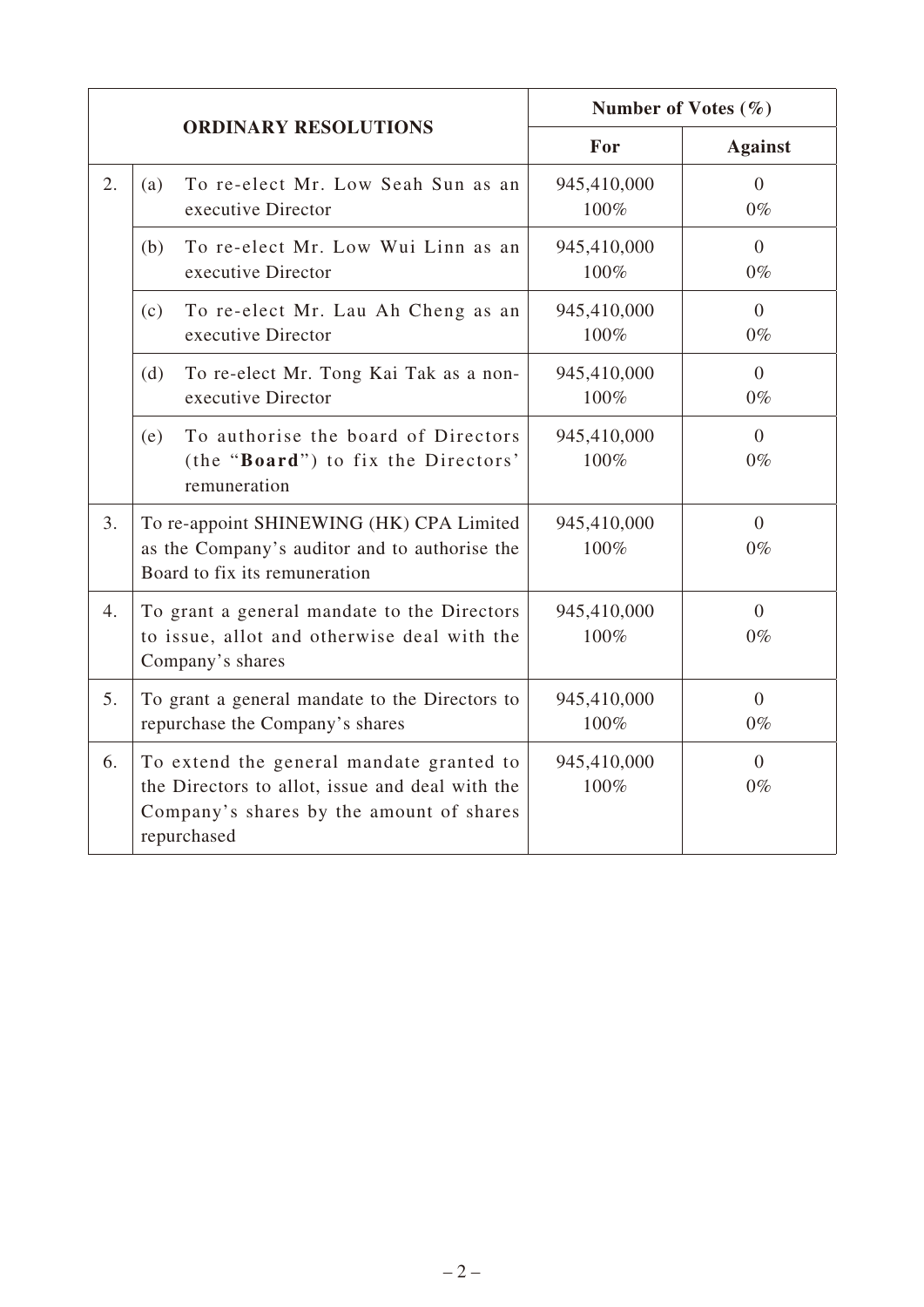| ORDINARY RESOLUTIONS | | Number of Votes (%) | |
|---|---|---|---|
| | | For | Against |
| 2. | (a) To re-elect Mr. Low Seah Sun as an executive Director | 945,410,000<br>100% | 0<br>0% |
| | (b) To re-elect Mr. Low Wui Linn as an executive Director | 945,410,000<br>100% | 0<br>0% |
| | (c) To re-elect Mr. Lau Ah Cheng as an executive Director | 945,410,000<br>100% | 0<br>0% |
| | (d) To re-elect Mr. Tong Kai Tak as a non-executive Director | 945,410,000<br>100% | 0<br>0% |
| | (e) To authorise the board of Directors (the "**Board**") to fix the Directors' remuneration | 945,410,000<br>100% | 0<br>0% |
| 3. | To re-appoint SHINEWING (HK) CPA Limited as the Company's auditor and to authorise the Board to fix its remuneration | 945,410,000<br>100% | 0<br>0% |
| 4. | To grant a general mandate to the Directors to issue, allot and otherwise deal with the Company's shares | 945,410,000<br>100% | 0<br>0% |
| 5. | To grant a general mandate to the Directors to repurchase the Company's shares | 945,410,000<br>100% | 0<br>0% |
| 6. | To extend the general mandate granted to the Directors to allot, issue and deal with the Company's shares by the amount of shares repurchased | 945,410,000<br>100% | 0<br>0% |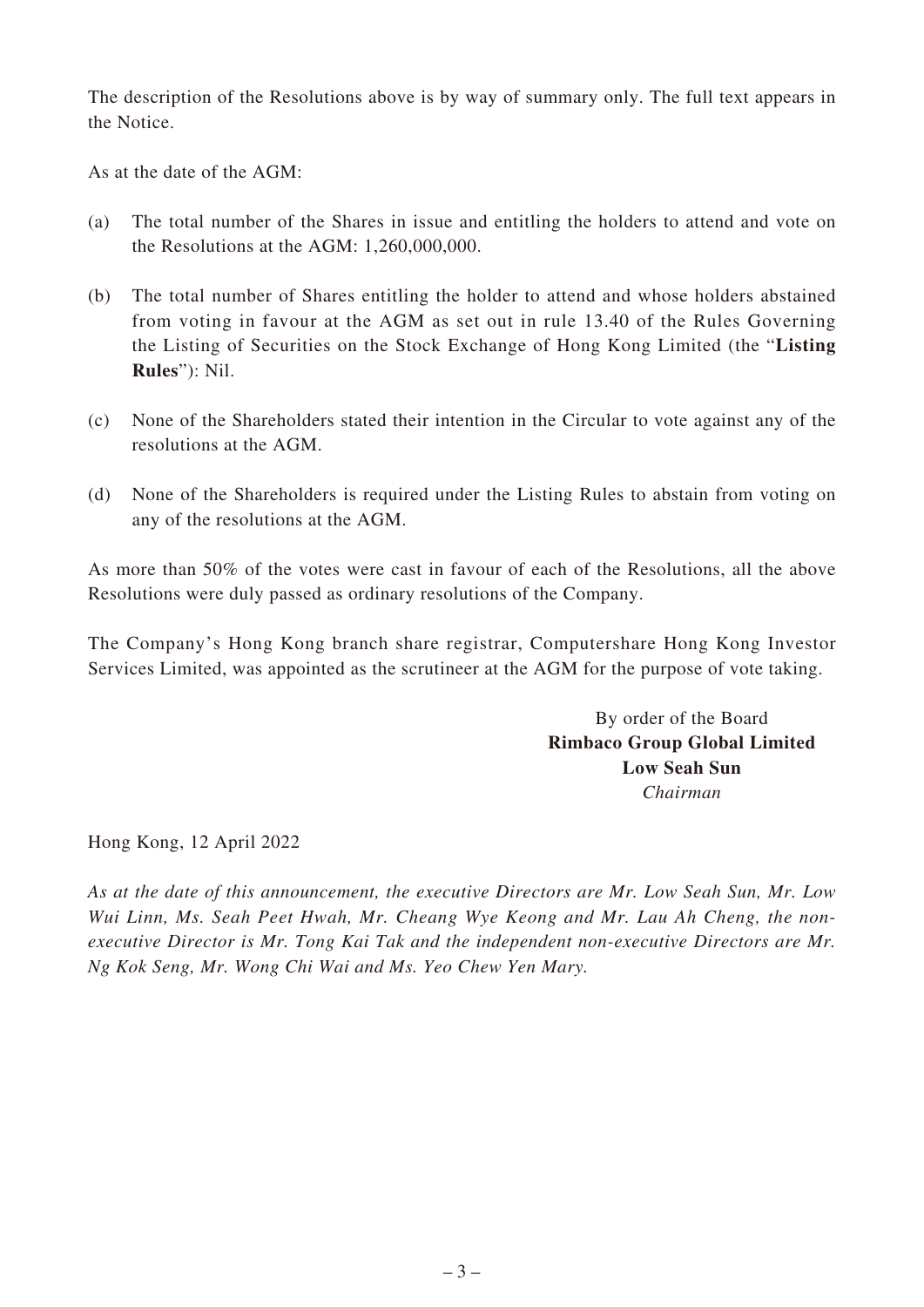The description of the Resolutions above is by way of summary only. The full text appears in the Notice.

As at the date of the AGM:

(a) The total number of the Shares in issue and entitling the holders to attend and vote on the Resolutions at the AGM: 1,260,000,000.

(b) The total number of Shares entitling the holder to attend and whose holders abstained from voting in favour at the AGM as set out in rule 13.40 of the Rules Governing the Listing of Securities on the Stock Exchange of Hong Kong Limited (the "**Listing Rules**"): Nil.

(c) None of the Shareholders stated their intention in the Circular to vote against any of the resolutions at the AGM.

(d) None of the Shareholders is required under the Listing Rules to abstain from voting on any of the resolutions at the AGM.

As more than 50% of the votes were cast in favour of each of the Resolutions, all the above Resolutions were duly passed as ordinary resolutions of the Company.

The Company's Hong Kong branch share registrar, Computershare Hong Kong Investor Services Limited, was appointed as the scrutineer at the AGM for the purpose of vote taking.

By order of the Board
**Rimbaco Group Global Limited**
**Low Seah Sun**
*Chairman*

Hong Kong, 12 April 2022

*As at the date of this announcement, the executive Directors are Mr. Low Seah Sun, Mr. Low Wui Linn, Ms. Seah Peet Hwah, Mr. Cheang Wye Keong and Mr. Lau Ah Cheng, the non-executive Director is Mr. Tong Kai Tak and the independent non-executive Directors are Mr. Ng Kok Seng, Mr. Wong Chi Wai and Ms. Yeo Chew Yen Mary.*